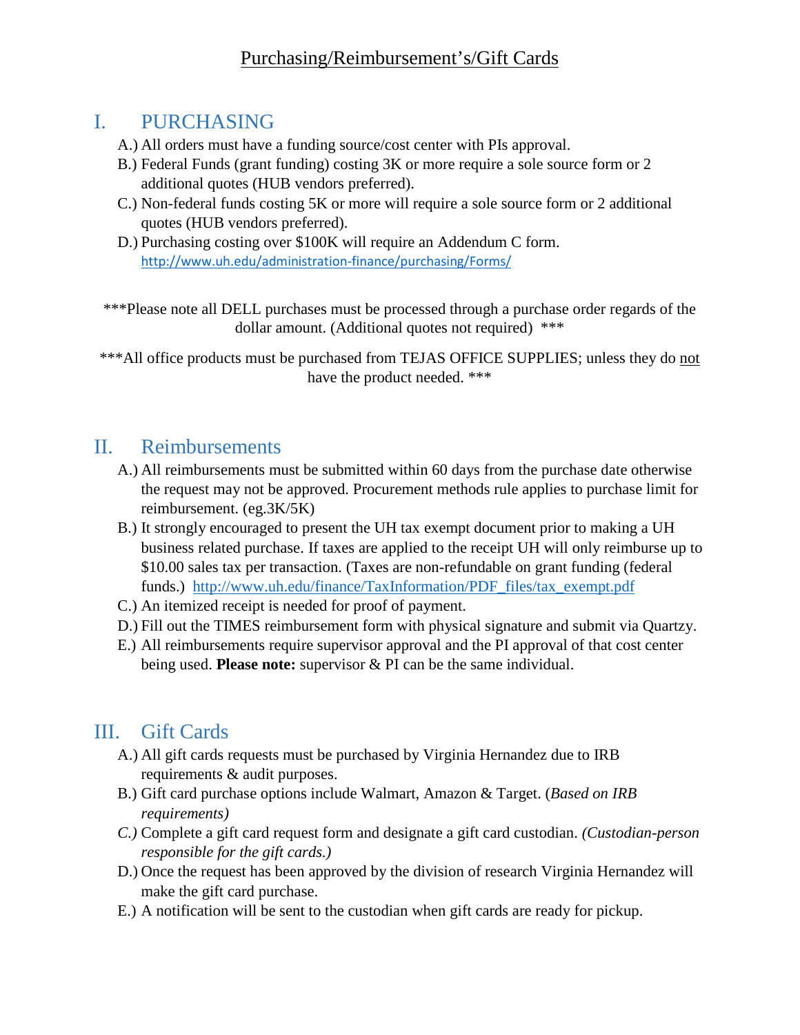# Purchasing/Reimbursement's/Gift Cards

## I. PURCHASING

A.) All orders must have a funding source/cost center with PIs approval.

B.) Federal Funds (grant funding) costing 3K or more require a sole source form or 2 additional quotes (HUB vendors preferred).

C.) Non-federal funds costing 5K or more will require a sole source form or 2 additional quotes (HUB vendors preferred).

D.) Purchasing costing over $100K will require an Addendum C form. http://www.uh.edu/administration-finance/purchasing/Forms/

***Please note all DELL purchases must be processed through a purchase order regards of the dollar amount. (Additional quotes not required) ***

***All office products must be purchased from TEJAS OFFICE SUPPLIES; unless they do not have the product needed. ***

## II. Reimbursements

A.) All reimbursements must be submitted within 60 days from the purchase date otherwise the request may not be approved. Procurement methods rule applies to purchase limit for reimbursement. (eg.3K/5K)

B.) It strongly encouraged to present the UH tax exempt document prior to making a UH business related purchase. If taxes are applied to the receipt UH will only reimburse up to $10.00 sales tax per transaction. (Taxes are non-refundable on grant funding (federal funds.) http://www.uh.edu/finance/TaxInformation/PDF_files/tax_exempt.pdf

C.) An itemized receipt is needed for proof of payment.

D.) Fill out the TIMES reimbursement form with physical signature and submit via Quartzy.

E.) All reimbursements require supervisor approval and the PI approval of that cost center being used. **Please note:** supervisor & PI can be the same individual.

## III. Gift Cards

A.) All gift cards requests must be purchased by Virginia Hernandez due to IRB requirements & audit purposes.

B.) Gift card purchase options include Walmart, Amazon & Target. (*Based on IRB requirements)*

*C.)* Complete a gift card request form and designate a gift card custodian. *(Custodian-person responsible for the gift cards.)*

D.) Once the request has been approved by the division of research Virginia Hernandez will make the gift card purchase.

E.) A notification will be sent to the custodian when gift cards are ready for pickup.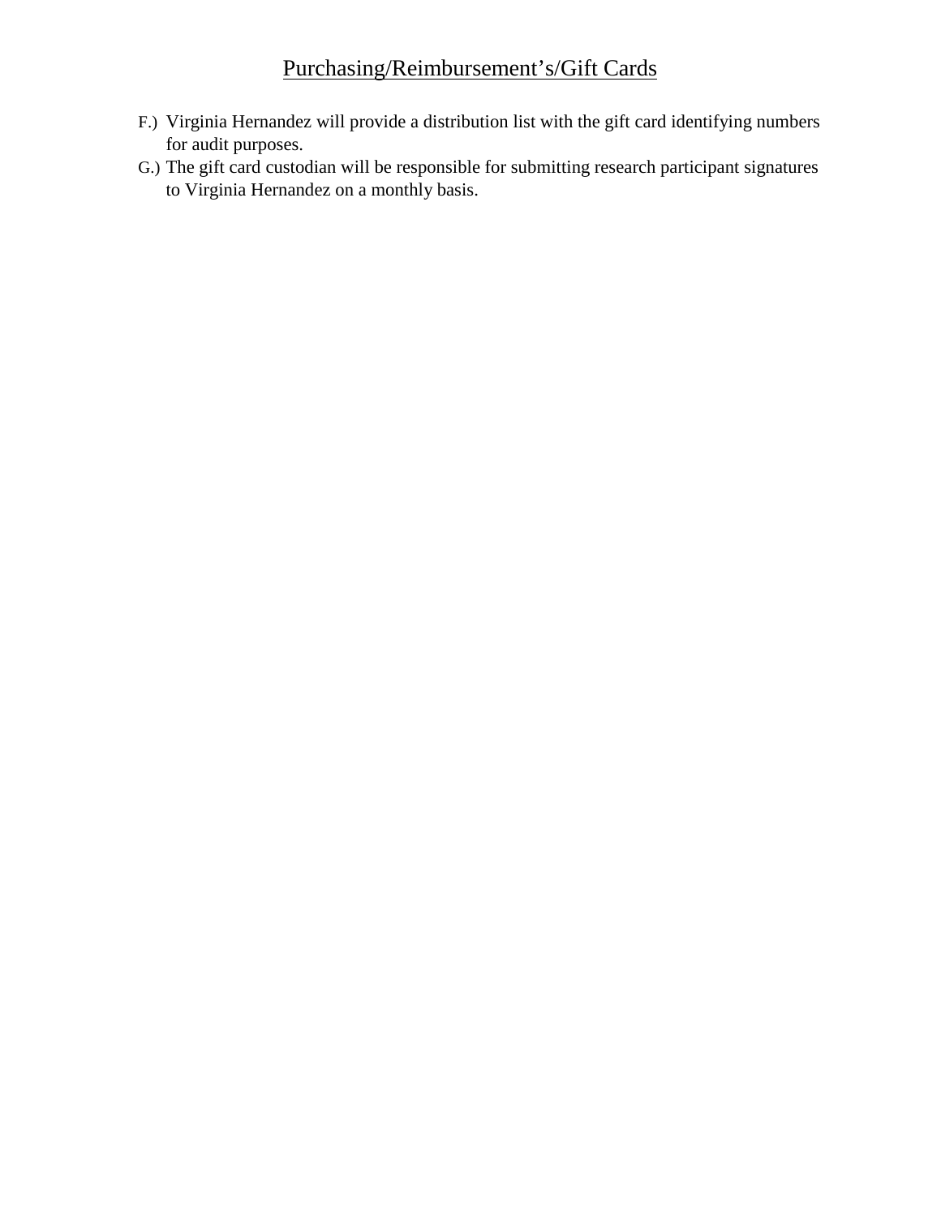Purchasing/Reimbursement's/Gift Cards

F.) Virginia Hernandez will provide a distribution list with the gift card identifying numbers for audit purposes.

G.) The gift card custodian will be responsible for submitting research participant signatures to Virginia Hernandez on a monthly basis.